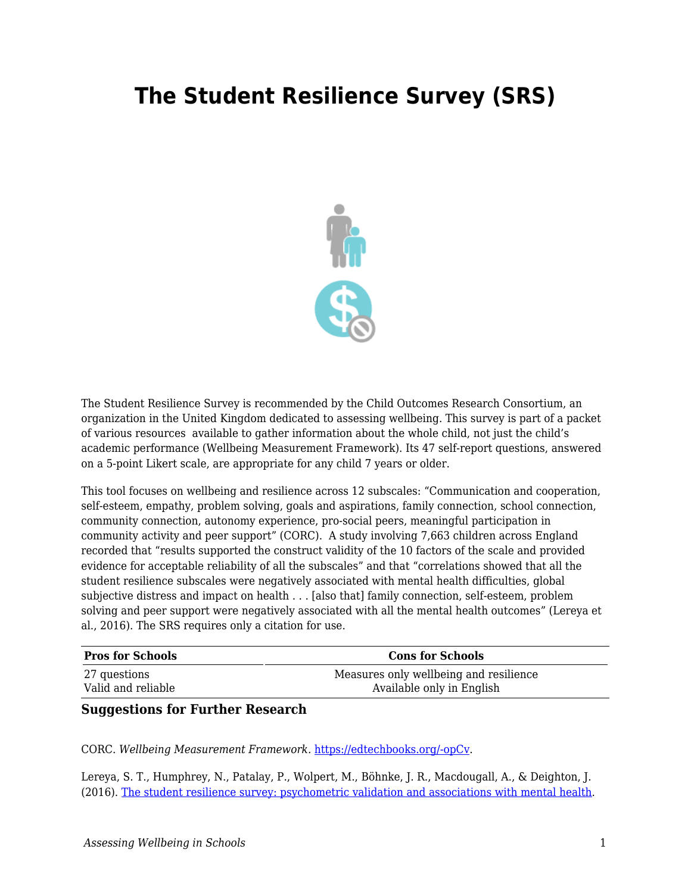# The Student Resilience Survey (SRS)

The Student Resilience Survey is recommended by the Child Outcomes Research Consortium, an organization in the United Kingdom dedicated to assessing wellbeing. This survey is part of a packet of various resources available to gather information about the whole child, not just the child's academic performance (Wellbeing Measurement Framework). Its 47 self-report questions, answered on a 5-point Likert scale, are appropriate for any child 7 years or older.

This tool focuses on wellbeing and resilience across 12 subscales: "Communication and cooperation, self-esteem, empathy, problem solving, goals and aspirations, family connection, school connection, community connection, autonomy experience, pro-social peers, meaningful participation in community activity and peer support" (CORC). A study involving 7,663 children across England recorded that "results supported the construct validity of the 10 factors of the scale and provided evidence for acceptable reliability of all the subscales" and that "correlations showed that all the student resilience subscales were negatively associated with mental health difficulties, global subjective distress and impact on health . . . [also that] family connection, self-esteem, problem solving and peer support were negatively associated with all the mental health outcomes" (Lereya et al., 2016). The SRS requires only a citation for use.

| Pros for Schools | Cons for Schools |
|---|---|
| 27 questions | Measures only wellbeing and resilience |
| Valid and reliable | Available only in English |

### Suggestions for Further Research

CORC. *Wellbeing Measurement Framework*. [https://edtechbooks.org/-opCv](https://edtechbooks.org/-opCv).

Lereya, S. T., Humphrey, N., Patalay, P., Wolpert, M., Böhnke, J. R., Macdougall, A., & Deighton, J. (2016). [The student resilience survey: psychometric validation and associations with mental health](#).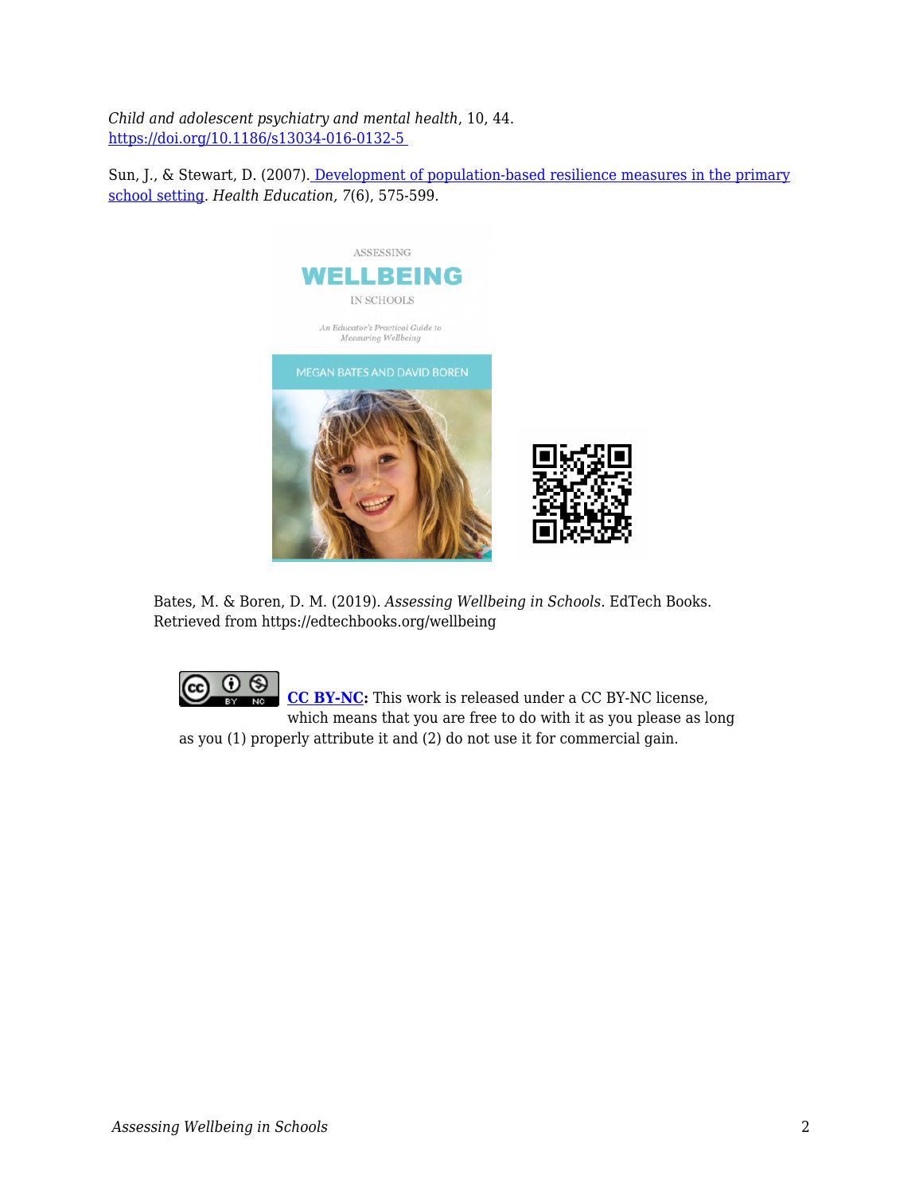*Child and adolescent psychiatry and mental health*, 10, 44. https://doi.org/10.1186/s13034-016-0132-5

Sun, J., & Stewart, D. (2007). Development of population-based resilience measures in the primary school setting. *Health Education*, 7(6), 575-599.

Bates, M. & Boren, D. M. (2019). *Assessing Wellbeing in Schools*. EdTech Books. Retrieved from https://edtechbooks.org/wellbeing

**CC BY-NC:** This work is released under a CC BY-NC license, which means that you are free to do with it as you please as long as you (1) properly attribute it and (2) do not use it for commercial gain.